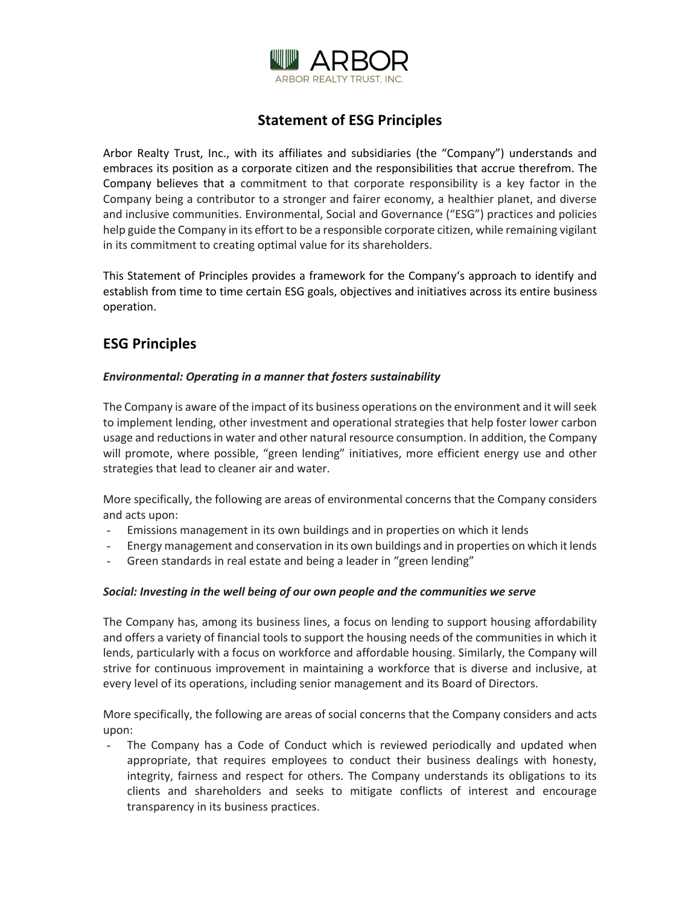ARBOR

ARBOR REALTY TRUST, INC.

# Statement of ESG Principles

Arbor Realty Trust, Inc., with its affiliates and subsidiaries (the "Company") understands and embraces its position as a corporate citizen and the responsibilities that accrue therefrom. The Company believes that a commitment to that corporate responsibility is a key factor in the Company being a contributor to a stronger and fairer economy, a healthier planet, and diverse and inclusive communities. Environmental, Social and Governance ("ESG") practices and policies help guide the Company in its effort to be a responsible corporate citizen, while remaining vigilant in its commitment to creating optimal value for its shareholders.

This Statement of Principles provides a framework for the Company's approach to identify and establish from time to time certain ESG goals, objectives and initiatives across its entire business operation.

## ESG Principles

### *Environmental: Operating in a manner that fosters sustainability*

The Company is aware of the impact of its business operations on the environment and it will seek to implement lending, other investment and operational strategies that help foster lower carbon usage and reductions in water and other natural resource consumption. In addition, the Company will promote, where possible, "green lending" initiatives, more efficient energy use and other strategies that lead to cleaner air and water.

More specifically, the following are areas of environmental concerns that the Company considers and acts upon:

- Emissions management in its own buildings and in properties on which it lends
- Energy management and conservation in its own buildings and in properties on which it lends
- Green standards in real estate and being a leader in "green lending"

### *Social: Investing in the well being of our own people and the communities we serve*

The Company has, among its business lines, a focus on lending to support housing affordability and offers a variety of financial tools to support the housing needs of the communities in which it lends, particularly with a focus on workforce and affordable housing. Similarly, the Company will strive for continuous improvement in maintaining a workforce that is diverse and inclusive, at every level of its operations, including senior management and its Board of Directors.

More specifically, the following are areas of social concerns that the Company considers and acts upon:

- The Company has a Code of Conduct which is reviewed periodically and updated when appropriate, that requires employees to conduct their business dealings with honesty, integrity, fairness and respect for others. The Company understands its obligations to its clients and shareholders and seeks to mitigate conflicts of interest and encourage transparency in its business practices.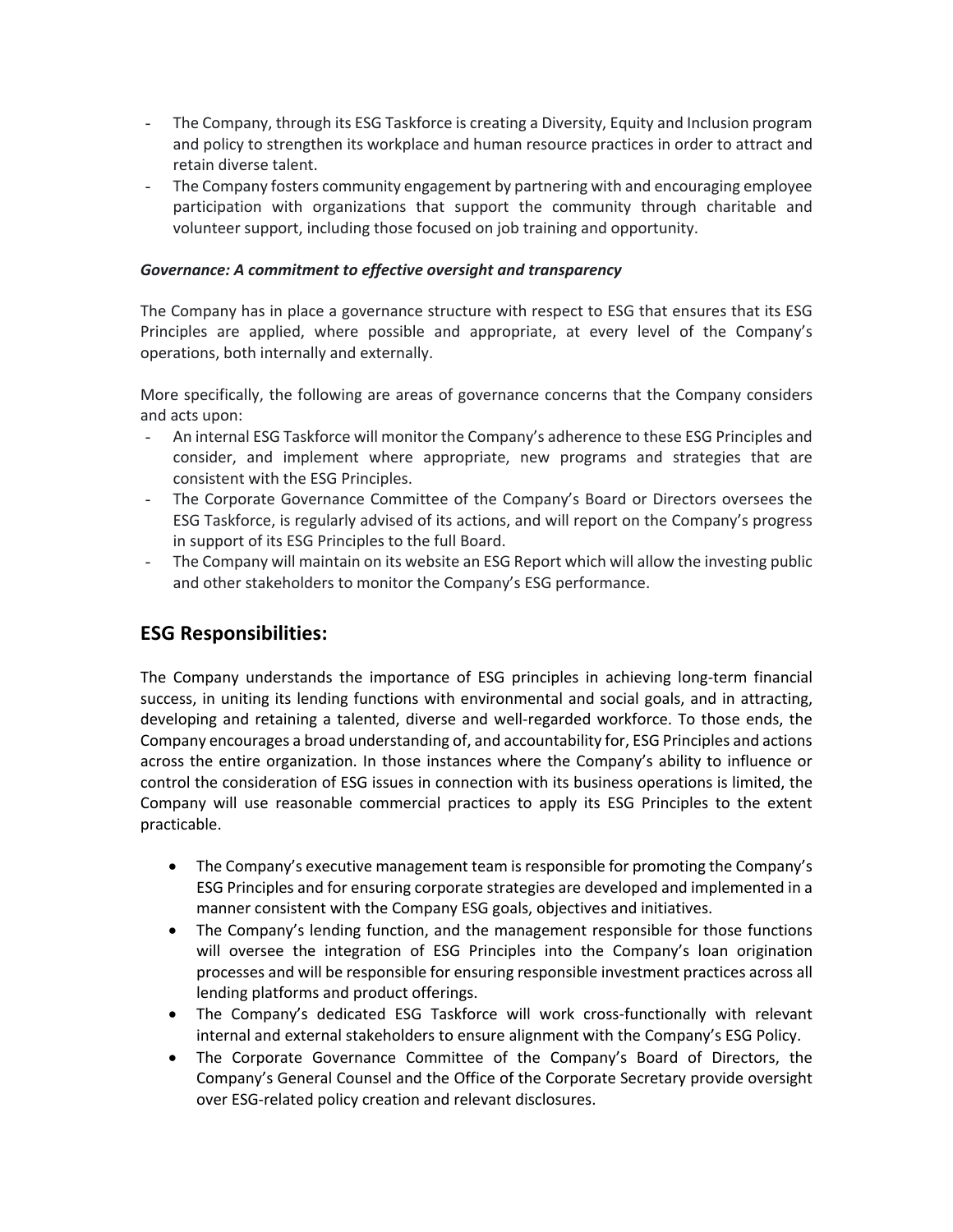- The Company, through its ESG Taskforce is creating a Diversity, Equity and Inclusion program and policy to strengthen its workplace and human resource practices in order to attract and retain diverse talent.
- The Company fosters community engagement by partnering with and encouraging employee participation with organizations that support the community through charitable and volunteer support, including those focused on job training and opportunity.

***Governance: A commitment to effective oversight and transparency***

The Company has in place a governance structure with respect to ESG that ensures that its ESG Principles are applied, where possible and appropriate, at every level of the Company's operations, both internally and externally.

More specifically, the following are areas of governance concerns that the Company considers and acts upon:

- An internal ESG Taskforce will monitor the Company's adherence to these ESG Principles and consider, and implement where appropriate, new programs and strategies that are consistent with the ESG Principles.
- The Corporate Governance Committee of the Company's Board or Directors oversees the ESG Taskforce, is regularly advised of its actions, and will report on the Company's progress in support of its ESG Principles to the full Board.
- The Company will maintain on its website an ESG Report which will allow the investing public and other stakeholders to monitor the Company's ESG performance.

## ESG Responsibilities:

The Company understands the importance of ESG principles in achieving long-term financial success, in uniting its lending functions with environmental and social goals, and in attracting, developing and retaining a talented, diverse and well-regarded workforce. To those ends, the Company encourages a broad understanding of, and accountability for, ESG Principles and actions across the entire organization. In those instances where the Company's ability to influence or control the consideration of ESG issues in connection with its business operations is limited, the Company will use reasonable commercial practices to apply its ESG Principles to the extent practicable.

- The Company's executive management team is responsible for promoting the Company's ESG Principles and for ensuring corporate strategies are developed and implemented in a manner consistent with the Company ESG goals, objectives and initiatives.
- The Company's lending function, and the management responsible for those functions will oversee the integration of ESG Principles into the Company's loan origination processes and will be responsible for ensuring responsible investment practices across all lending platforms and product offerings.
- The Company's dedicated ESG Taskforce will work cross-functionally with relevant internal and external stakeholders to ensure alignment with the Company's ESG Policy.
- The Corporate Governance Committee of the Company's Board of Directors, the Company's General Counsel and the Office of the Corporate Secretary provide oversight over ESG-related policy creation and relevant disclosures.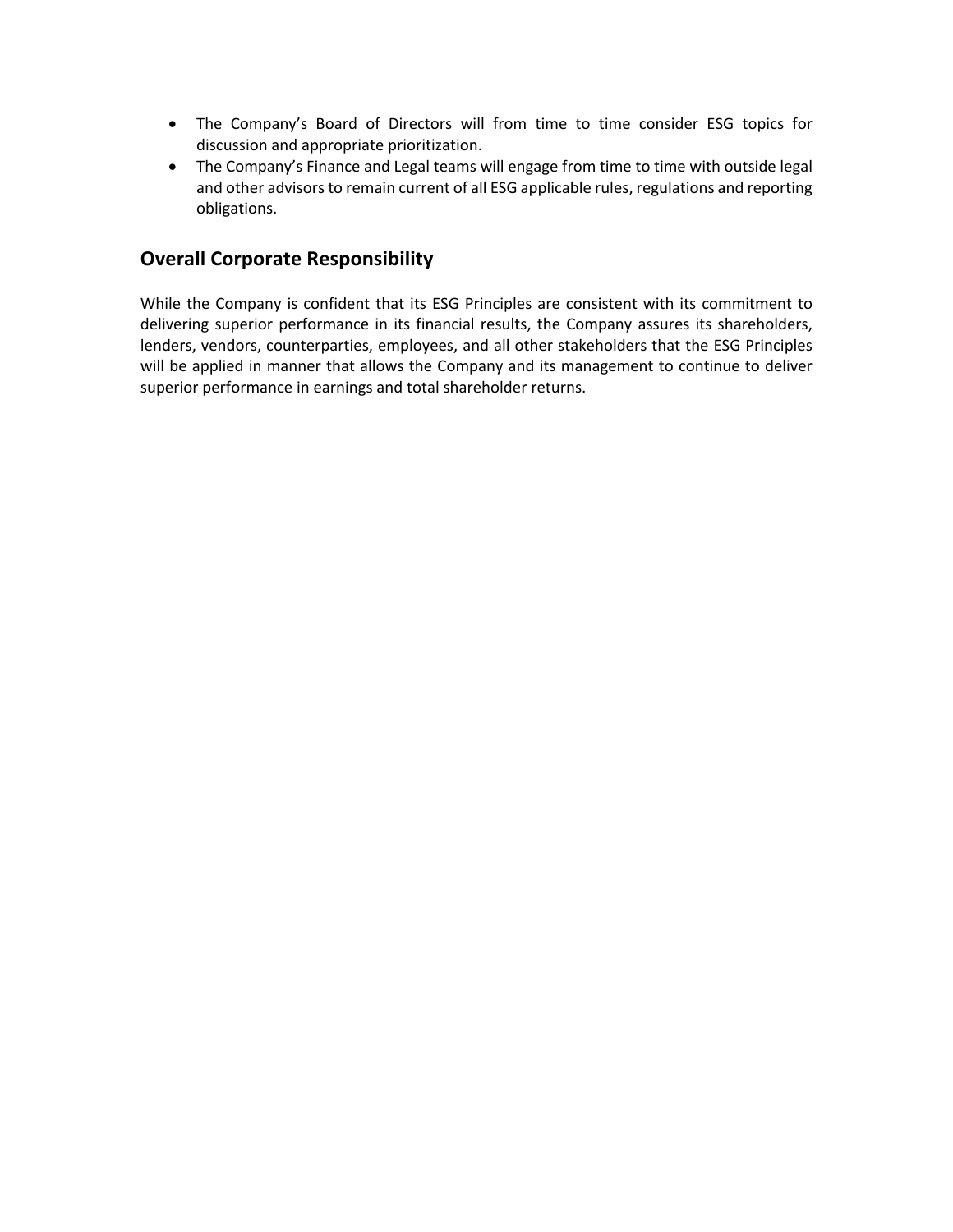- The Company's Board of Directors will from time to time consider ESG topics for discussion and appropriate prioritization.
- The Company's Finance and Legal teams will engage from time to time with outside legal and other advisors to remain current of all ESG applicable rules, regulations and reporting obligations.

## Overall Corporate Responsibility

While the Company is confident that its ESG Principles are consistent with its commitment to delivering superior performance in its financial results, the Company assures its shareholders, lenders, vendors, counterparties, employees, and all other stakeholders that the ESG Principles will be applied in manner that allows the Company and its management to continue to deliver superior performance in earnings and total shareholder returns.